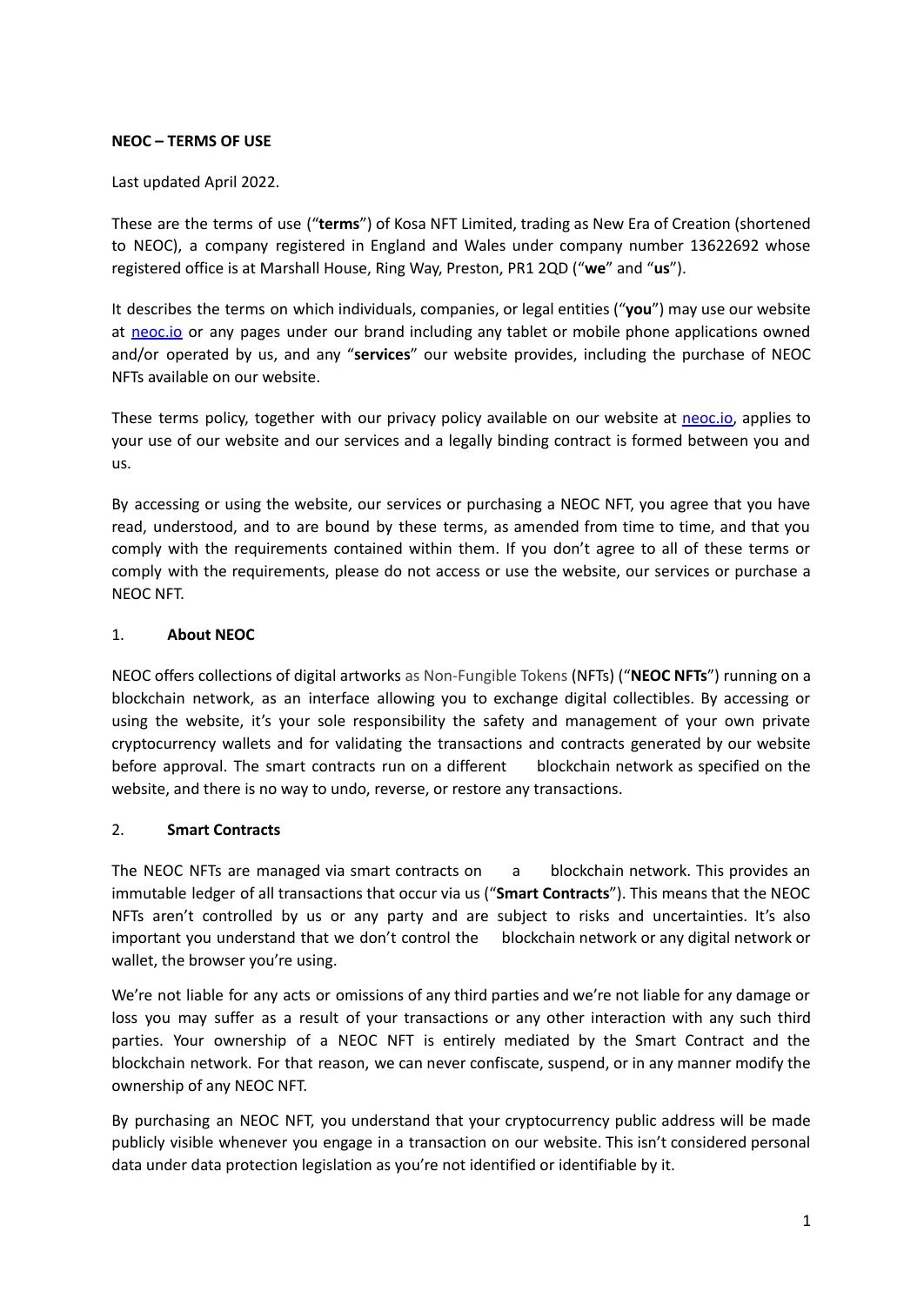**NEOC – TERMS OF USE**

Last updated April 2022.

These are the terms of use ("**terms**") of Kosa NFT Limited, trading as New Era of Creation (shortened to NEOC), a company registered in England and Wales under company number 13622692 whose registered office is at Marshall House, Ring Way, Preston, PR1 2QD ("**we**" and "**us**").

It describes the terms on which individuals, companies, or legal entities ("**you**") may use our website at [neoc.io](neoc.io) or any pages under our brand including any tablet or mobile phone applications owned and/or operated by us, and any "**services**" our website provides, including the purchase of NEOC NFTs available on our website.

These terms policy, together with our privacy policy available on our website at [neoc.io](neoc.io), applies to your use of our website and our services and a legally binding contract is formed between you and us.

By accessing or using the website, our services or purchasing a NEOC NFT, you agree that you have read, understood, and to are bound by these terms, as amended from time to time, and that you comply with the requirements contained within them. If you don't agree to all of these terms or comply with the requirements, please do not access or use the website, our services or purchase a NEOC NFT.

## 1. About NEOC

NEOC offers collections of digital artworks as Non-Fungible Tokens (NFTs) ("**NEOC NFTs**") running on a blockchain network, as an interface allowing you to exchange digital collectibles. By accessing or using the website, it's your sole responsibility the safety and management of your own private cryptocurrency wallets and for validating the transactions and contracts generated by our website before approval. The smart contracts run on a different blockchain network as specified on the website, and there is no way to undo, reverse, or restore any transactions.

## 2. Smart Contracts

The NEOC NFTs are managed via smart contracts on a blockchain network. This provides an immutable ledger of all transactions that occur via us ("**Smart Contracts**"). This means that the NEOC NFTs aren't controlled by us or any party and are subject to risks and uncertainties. It's also important you understand that we don't control the blockchain network or any digital network or wallet, the browser you're using.

We're not liable for any acts or omissions of any third parties and we're not liable for any damage or loss you may suffer as a result of your transactions or any other interaction with any such third parties. Your ownership of a NEOC NFT is entirely mediated by the Smart Contract and the blockchain network. For that reason, we can never confiscate, suspend, or in any manner modify the ownership of any NEOC NFT.

By purchasing an NEOC NFT, you understand that your cryptocurrency public address will be made publicly visible whenever you engage in a transaction on our website. This isn't considered personal data under data protection legislation as you're not identified or identifiable by it.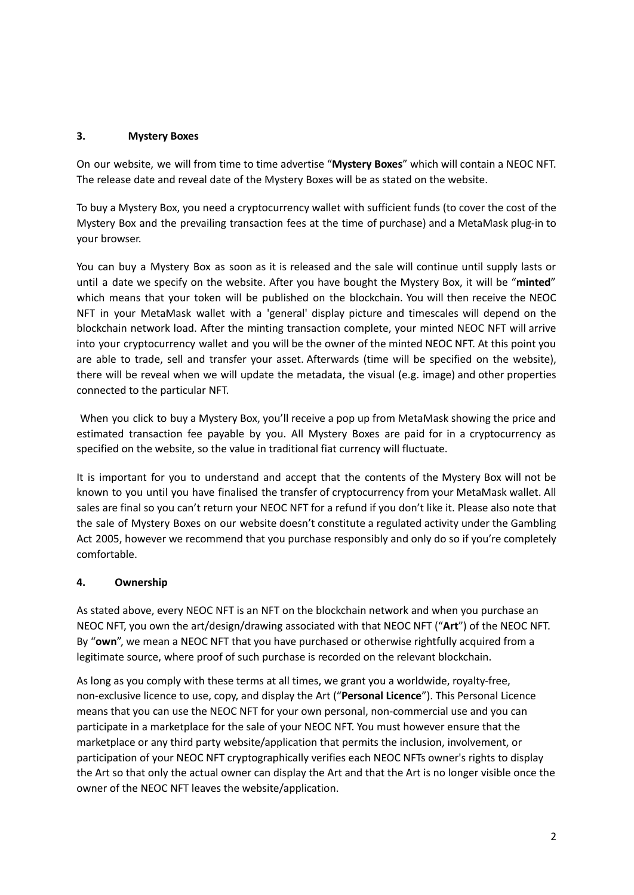## 3. Mystery Boxes

On our website, we will from time to time advertise "**Mystery Boxes**" which will contain a NEOC NFT. The release date and reveal date of the Mystery Boxes will be as stated on the website.

To buy a Mystery Box, you need a cryptocurrency wallet with sufficient funds (to cover the cost of the Mystery Box and the prevailing transaction fees at the time of purchase) and a MetaMask plug-in to your browser.

You can buy a Mystery Box as soon as it is released and the sale will continue until supply lasts or until a date we specify on the website. After you have bought the Mystery Box, it will be "**minted**" which means that your token will be published on the blockchain. You will then receive the NEOC NFT in your MetaMask wallet with a 'general' display picture and timescales will depend on the blockchain network load. After the minting transaction complete, your minted NEOC NFT will arrive into your cryptocurrency wallet and you will be the owner of the minted NEOC NFT. At this point you are able to trade, sell and transfer your asset. Afterwards (time will be specified on the website), there will be reveal when we will update the metadata, the visual (e.g. image) and other properties connected to the particular NFT.

When you click to buy a Mystery Box, you'll receive a pop up from MetaMask showing the price and estimated transaction fee payable by you. All Mystery Boxes are paid for in a cryptocurrency as specified on the website, so the value in traditional fiat currency will fluctuate.

It is important for you to understand and accept that the contents of the Mystery Box will not be known to you until you have finalised the transfer of cryptocurrency from your MetaMask wallet. All sales are final so you can't return your NEOC NFT for a refund if you don't like it. Please also note that the sale of Mystery Boxes on our website doesn't constitute a regulated activity under the Gambling Act 2005, however we recommend that you purchase responsibly and only do so if you're completely comfortable.

## 4. Ownership

As stated above, every NEOC NFT is an NFT on the blockchain network and when you purchase an NEOC NFT, you own the art/design/drawing associated with that NEOC NFT ("**Art**") of the NEOC NFT. By "**own**", we mean a NEOC NFT that you have purchased or otherwise rightfully acquired from a legitimate source, where proof of such purchase is recorded on the relevant blockchain.

As long as you comply with these terms at all times, we grant you a worldwide, royalty-free, non-exclusive licence to use, copy, and display the Art ("**Personal Licence**"). This Personal Licence means that you can use the NEOC NFT for your own personal, non-commercial use and you can participate in a marketplace for the sale of your NEOC NFT. You must however ensure that the marketplace or any third party website/application that permits the inclusion, involvement, or participation of your NEOC NFT cryptographically verifies each NEOC NFTs owner's rights to display the Art so that only the actual owner can display the Art and that the Art is no longer visible once the owner of the NEOC NFT leaves the website/application.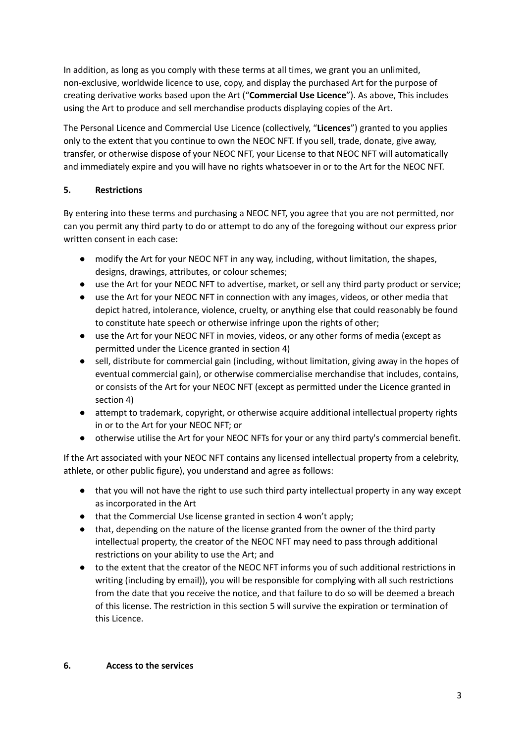In addition, as long as you comply with these terms at all times, we grant you an unlimited, non-exclusive, worldwide licence to use, copy, and display the purchased Art for the purpose of creating derivative works based upon the Art ("**Commercial Use Licence**"). As above, This includes using the Art to produce and sell merchandise products displaying copies of the Art.

The Personal Licence and Commercial Use Licence (collectively, "**Licences**") granted to you applies only to the extent that you continue to own the NEOC NFT. If you sell, trade, donate, give away, transfer, or otherwise dispose of your NEOC NFT, your License to that NEOC NFT will automatically and immediately expire and you will have no rights whatsoever in or to the Art for the NEOC NFT.

## 5. Restrictions

By entering into these terms and purchasing a NEOC NFT, you agree that you are not permitted, nor can you permit any third party to do or attempt to do any of the foregoing without our express prior written consent in each case:

- modify the Art for your NEOC NFT in any way, including, without limitation, the shapes, designs, drawings, attributes, or colour schemes;
- use the Art for your NEOC NFT to advertise, market, or sell any third party product or service;
- use the Art for your NEOC NFT in connection with any images, videos, or other media that depict hatred, intolerance, violence, cruelty, or anything else that could reasonably be found to constitute hate speech or otherwise infringe upon the rights of other;
- use the Art for your NEOC NFT in movies, videos, or any other forms of media (except as permitted under the Licence granted in section 4)
- sell, distribute for commercial gain (including, without limitation, giving away in the hopes of eventual commercial gain), or otherwise commercialise merchandise that includes, contains, or consists of the Art for your NEOC NFT (except as permitted under the Licence granted in section 4)
- attempt to trademark, copyright, or otherwise acquire additional intellectual property rights in or to the Art for your NEOC NFT; or
- otherwise utilise the Art for your NEOC NFTs for your or any third party's commercial benefit.

If the Art associated with your NEOC NFT contains any licensed intellectual property from a celebrity, athlete, or other public figure), you understand and agree as follows:

- that you will not have the right to use such third party intellectual property in any way except as incorporated in the Art
- that the Commercial Use license granted in section 4 won't apply;
- that, depending on the nature of the license granted from the owner of the third party intellectual property, the creator of the NEOC NFT may need to pass through additional restrictions on your ability to use the Art; and
- to the extent that the creator of the NEOC NFT informs you of such additional restrictions in writing (including by email)), you will be responsible for complying with all such restrictions from the date that you receive the notice, and that failure to do so will be deemed a breach of this license. The restriction in this section 5 will survive the expiration or termination of this Licence.

## 6. Access to the services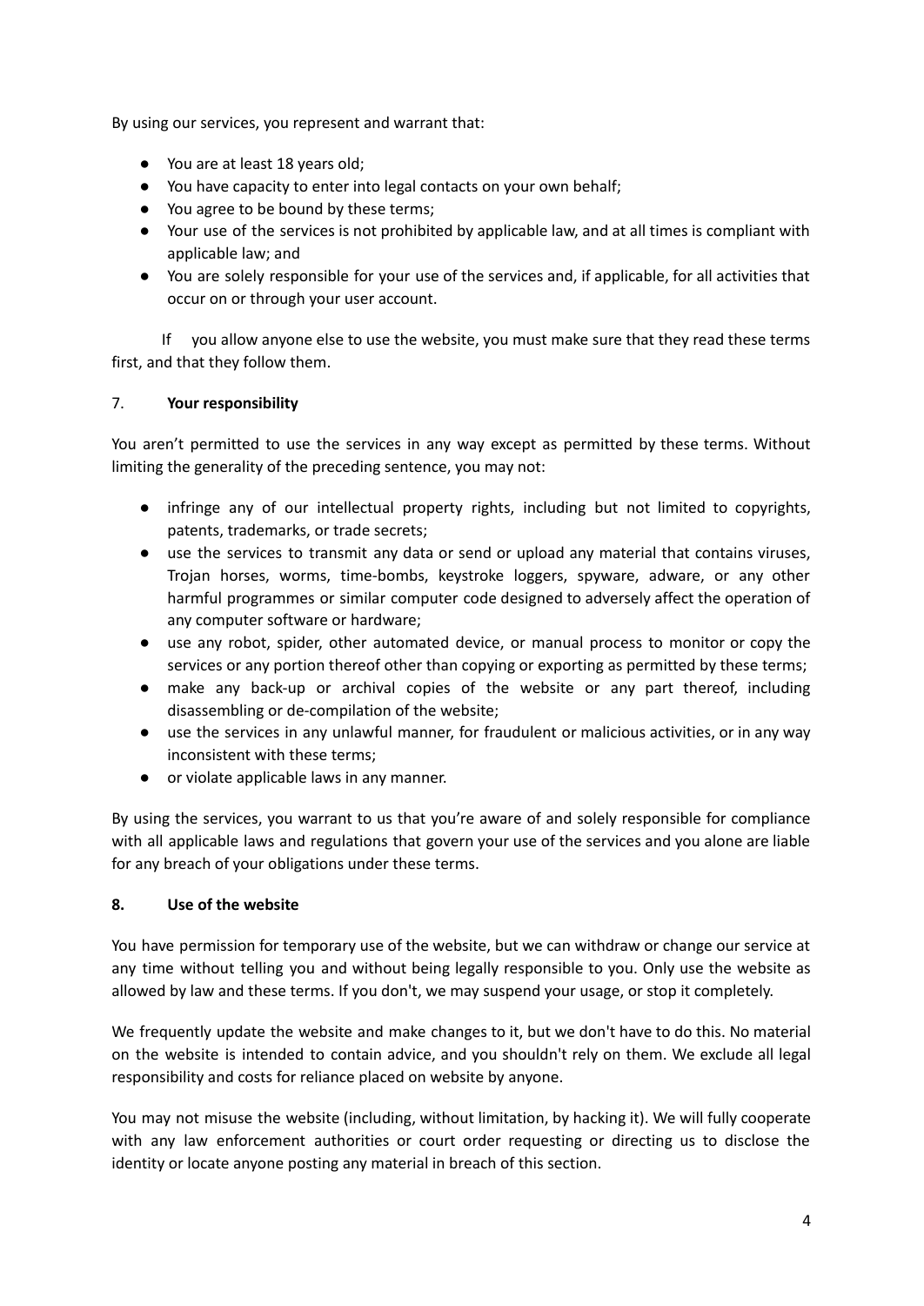By using our services, you represent and warrant that:

- You are at least 18 years old;
- You have capacity to enter into legal contacts on your own behalf;
- You agree to be bound by these terms;
- Your use of the services is not prohibited by applicable law, and at all times is compliant with applicable law; and
- You are solely responsible for your use of the services and, if applicable, for all activities that occur on or through your user account.

If you allow anyone else to use the website, you must make sure that they read these terms first, and that they follow them.

## 7. **Your responsibility**

You aren't permitted to use the services in any way except as permitted by these terms. Without limiting the generality of the preceding sentence, you may not:

- infringe any of our intellectual property rights, including but not limited to copyrights, patents, trademarks, or trade secrets;
- use the services to transmit any data or send or upload any material that contains viruses, Trojan horses, worms, time-bombs, keystroke loggers, spyware, adware, or any other harmful programmes or similar computer code designed to adversely affect the operation of any computer software or hardware;
- use any robot, spider, other automated device, or manual process to monitor or copy the services or any portion thereof other than copying or exporting as permitted by these terms;
- make any back-up or archival copies of the website or any part thereof, including disassembling or de-compilation of the website;
- use the services in any unlawful manner, for fraudulent or malicious activities, or in any way inconsistent with these terms;
- or violate applicable laws in any manner.

By using the services, you warrant to us that you're aware of and solely responsible for compliance with all applicable laws and regulations that govern your use of the services and you alone are liable for any breach of your obligations under these terms.

## **8. Use of the website**

You have permission for temporary use of the website, but we can withdraw or change our service at any time without telling you and without being legally responsible to you. Only use the website as allowed by law and these terms. If you don't, we may suspend your usage, or stop it completely.

We frequently update the website and make changes to it, but we don't have to do this. No material on the website is intended to contain advice, and you shouldn't rely on them. We exclude all legal responsibility and costs for reliance placed on website by anyone.

You may not misuse the website (including, without limitation, by hacking it). We will fully cooperate with any law enforcement authorities or court order requesting or directing us to disclose the identity or locate anyone posting any material in breach of this section.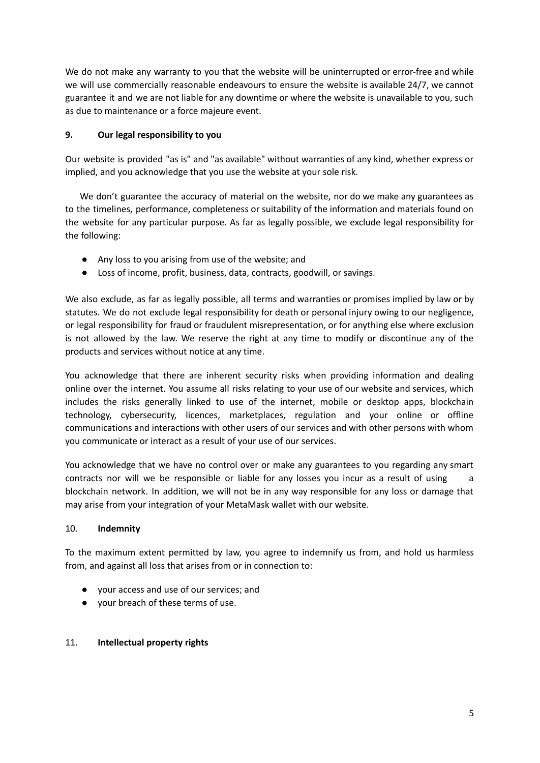We do not make any warranty to you that the website will be uninterrupted or error-free and while we will use commercially reasonable endeavours to ensure the website is available 24/7, we cannot guarantee it and we are not liable for any downtime or where the website is unavailable to you, such as due to maintenance or a force majeure event.

## 9. Our legal responsibility to you

Our website is provided "as is" and "as available" without warranties of any kind, whether express or implied, and you acknowledge that you use the website at your sole risk.

We don't guarantee the accuracy of material on the website, nor do we make any guarantees as to the timelines, performance, completeness or suitability of the information and materials found on the website for any particular purpose. As far as legally possible, we exclude legal responsibility for the following:

- Any loss to you arising from use of the website; and
- Loss of income, profit, business, data, contracts, goodwill, or savings.

We also exclude, as far as legally possible, all terms and warranties or promises implied by law or by statutes. We do not exclude legal responsibility for death or personal injury owing to our negligence, or legal responsibility for fraud or fraudulent misrepresentation, or for anything else where exclusion is not allowed by the law. We reserve the right at any time to modify or discontinue any of the products and services without notice at any time.

You acknowledge that there are inherent security risks when providing information and dealing online over the internet. You assume all risks relating to your use of our website and services, which includes the risks generally linked to use of the internet, mobile or desktop apps, blockchain technology, cybersecurity, licences, marketplaces, regulation and your online or offline communications and interactions with other users of our services and with other persons with whom you communicate or interact as a result of your use of our services.

You acknowledge that we have no control over or make any guarantees to you regarding any smart contracts nor will we be responsible or liable for any losses you incur as a result of using a blockchain network. In addition, we will not be in any way responsible for any loss or damage that may arise from your integration of your MetaMask wallet with our website.

## 10. Indemnity

To the maximum extent permitted by law, you agree to indemnify us from, and hold us harmless from, and against all loss that arises from or in connection to:

- your access and use of our services; and
- your breach of these terms of use.

## 11. Intellectual property rights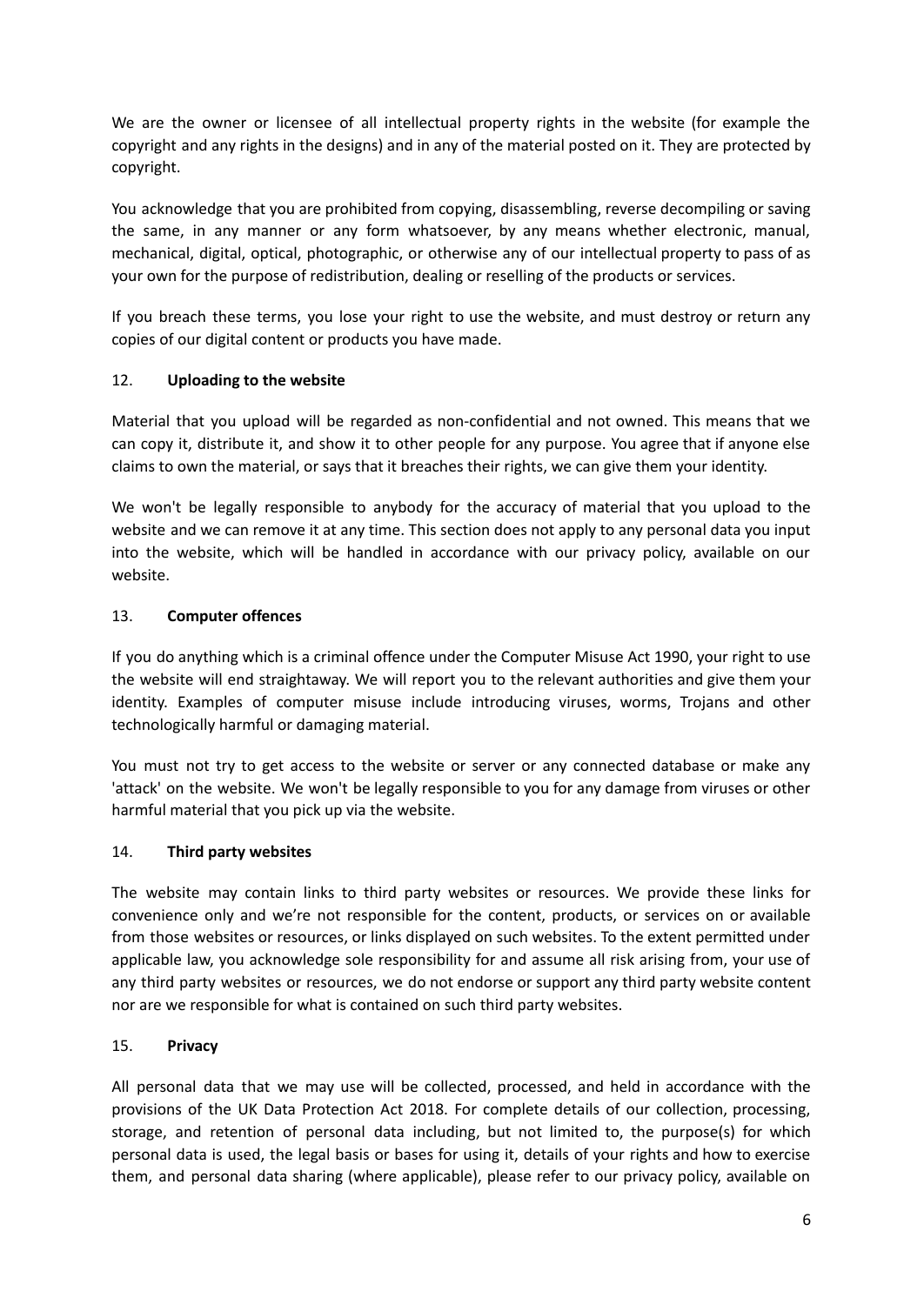We are the owner or licensee of all intellectual property rights in the website (for example the copyright and any rights in the designs) and in any of the material posted on it. They are protected by copyright.

You acknowledge that you are prohibited from copying, disassembling, reverse decompiling or saving the same, in any manner or any form whatsoever, by any means whether electronic, manual, mechanical, digital, optical, photographic, or otherwise any of our intellectual property to pass of as your own for the purpose of redistribution, dealing or reselling of the products or services.

If you breach these terms, you lose your right to use the website, and must destroy or return any copies of our digital content or products you have made.

## 12. **Uploading to the website**

Material that you upload will be regarded as non-confidential and not owned. This means that we can copy it, distribute it, and show it to other people for any purpose. You agree that if anyone else claims to own the material, or says that it breaches their rights, we can give them your identity.

We won't be legally responsible to anybody for the accuracy of material that you upload to the website and we can remove it at any time. This section does not apply to any personal data you input into the website, which will be handled in accordance with our privacy policy, available on our website.

## 13. **Computer offences**

If you do anything which is a criminal offence under the Computer Misuse Act 1990, your right to use the website will end straightaway. We will report you to the relevant authorities and give them your identity. Examples of computer misuse include introducing viruses, worms, Trojans and other technologically harmful or damaging material.

You must not try to get access to the website or server or any connected database or make any 'attack' on the website. We won't be legally responsible to you for any damage from viruses or other harmful material that you pick up via the website.

## 14. **Third party websites**

The website may contain links to third party websites or resources. We provide these links for convenience only and we're not responsible for the content, products, or services on or available from those websites or resources, or links displayed on such websites. To the extent permitted under applicable law, you acknowledge sole responsibility for and assume all risk arising from, your use of any third party websites or resources, we do not endorse or support any third party website content nor are we responsible for what is contained on such third party websites.

## 15. **Privacy**

All personal data that we may use will be collected, processed, and held in accordance with the provisions of the UK Data Protection Act 2018. For complete details of our collection, processing, storage, and retention of personal data including, but not limited to, the purpose(s) for which personal data is used, the legal basis or bases for using it, details of your rights and how to exercise them, and personal data sharing (where applicable), please refer to our privacy policy, available on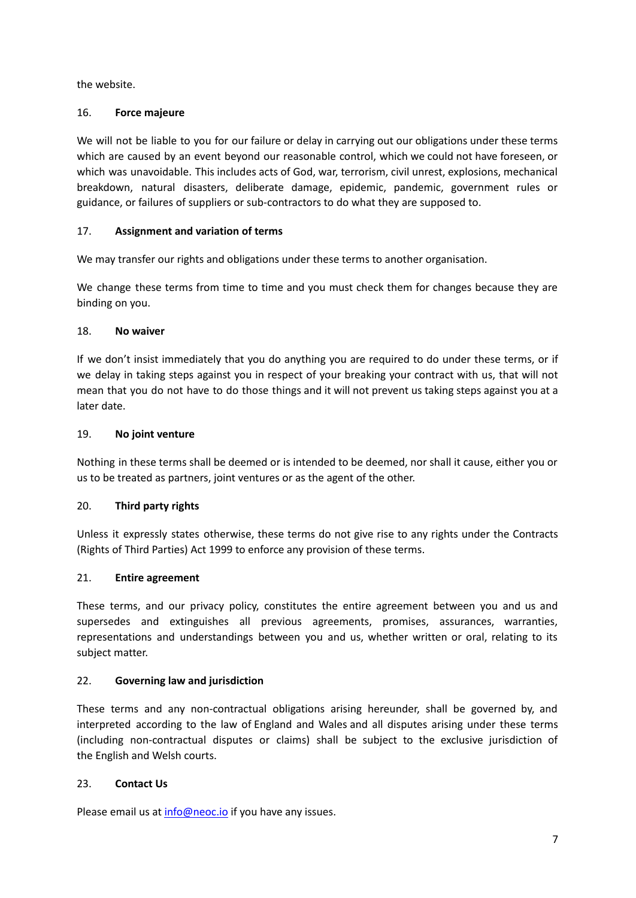the website.

## 16. **Force majeure**

We will not be liable to you for our failure or delay in carrying out our obligations under these terms which are caused by an event beyond our reasonable control, which we could not have foreseen, or which was unavoidable. This includes acts of God, war, terrorism, civil unrest, explosions, mechanical breakdown, natural disasters, deliberate damage, epidemic, pandemic, government rules or guidance, or failures of suppliers or sub-contractors to do what they are supposed to.

## 17. **Assignment and variation of terms**

We may transfer our rights and obligations under these terms to another organisation.

We change these terms from time to time and you must check them for changes because they are binding on you.

## 18. **No waiver**

If we don't insist immediately that you do anything you are required to do under these terms, or if we delay in taking steps against you in respect of your breaking your contract with us, that will not mean that you do not have to do those things and it will not prevent us taking steps against you at a later date.

## 19. **No joint venture**

Nothing in these terms shall be deemed or is intended to be deemed, nor shall it cause, either you or us to be treated as partners, joint ventures or as the agent of the other.

## 20. **Third party rights**

Unless it expressly states otherwise, these terms do not give rise to any rights under the Contracts (Rights of Third Parties) Act 1999 to enforce any provision of these terms.

## 21. **Entire agreement**

These terms, and our privacy policy, constitutes the entire agreement between you and us and supersedes and extinguishes all previous agreements, promises, assurances, warranties, representations and understandings between you and us, whether written or oral, relating to its subject matter.

## 22. **Governing law and jurisdiction**

These terms and any non-contractual obligations arising hereunder, shall be governed by, and interpreted according to the law of England and Wales and all disputes arising under these terms (including non-contractual disputes or claims) shall be subject to the exclusive jurisdiction of the English and Welsh courts.

## 23. **Contact Us**

Please email us at [info@neoc.io](mailto:info@neoc.io) if you have any issues.